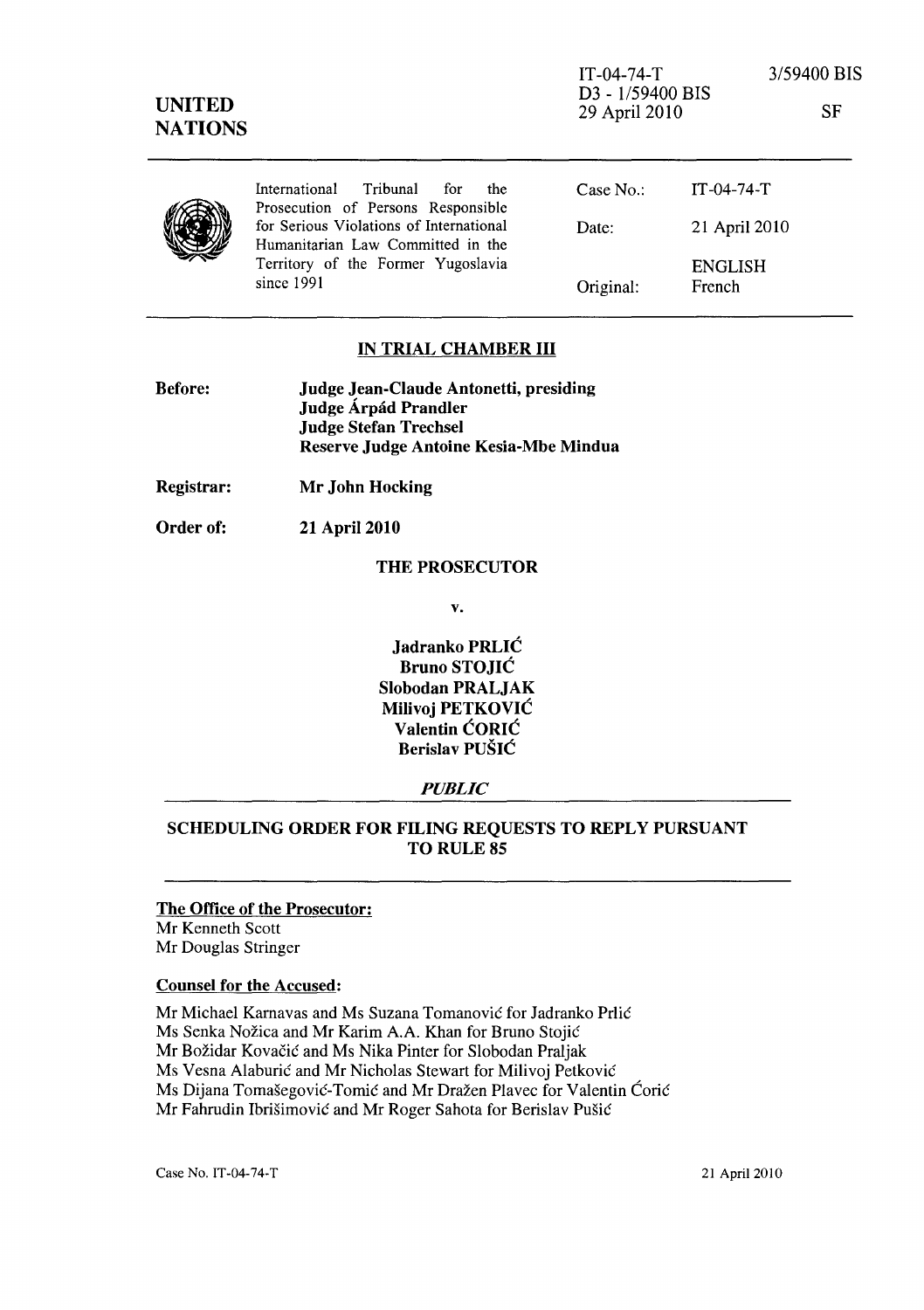IT-04-74-T
D3 - 1/59400 BIS
29 April 2010

3/59400 BIS

SF

**UNITED NATIONS**

| International Tribunal for the Prosecution of Persons Responsible for Serious Violations of International Humanitarian Law Committed in the Territory of the Former Yugoslavia since 1991 | Case No.: | IT-04-74-T |
|---|---|---|
| | Date: | 21 April 2010 |
| | | ENGLISH |
| | Original: | French |

## IN TRIAL CHAMBER III

**Before:** **Judge Jean-Claude Antonetti, presiding**
**Judge Árpád Prandler**
**Judge Stefan Trechsel**
**Reserve Judge Antoine Kesia-Mbe Mindua**

**Registrar:** **Mr John Hocking**

**Order of:** **21 April 2010**

**THE PROSECUTOR**

**v.**

**Jadranko PRLIĆ**
**Bruno STOJIĆ**
**Slobodan PRALJAK**
**Milivoj PETKOVIĆ**
**Valentin ĆORIĆ**
**Berislav PUŠIĆ**

***PUBLIC***

## SCHEDULING ORDER FOR FILING REQUESTS TO REPLY PURSUANT TO RULE 85

**The Office of the Prosecutor:**
Mr Kenneth Scott
Mr Douglas Stringer

**Counsel for the Accused:**

Mr Michael Karnavas and Ms Suzana Tomanović for Jadranko Prlić
Ms Senka Nožica and Mr Karim A.A. Khan for Bruno Stojić
Mr Božidar Kovačić and Ms Nika Pinter for Slobodan Praljak
Ms Vesna Alaburić and Mr Nicholas Stewart for Milivoj Petković
Ms Dijana Tomašegović-Tomić and Mr Dražen Plavec for Valentin Ćorić
Mr Fahrudin Ibrišimović and Mr Roger Sahota for Berislav Pušić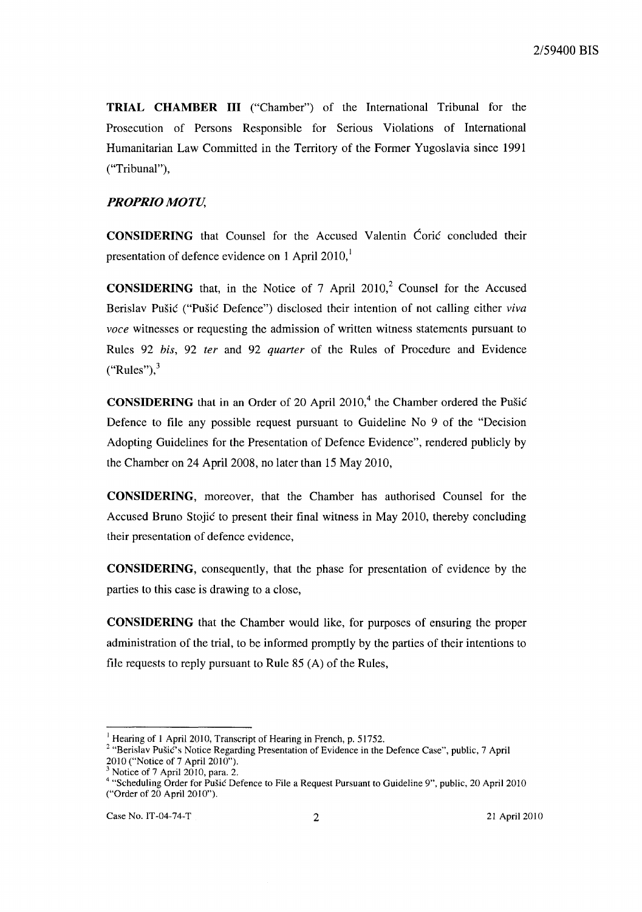**TRIAL CHAMBER III** ("Chamber") of the International Tribunal for the Prosecution of Persons Responsible for Serious Violations of International Humanitarian Law Committed in the Territory of the Former Yugoslavia since 1991 ("Tribunal"),

***PROPRIO MOTU,***

**CONSIDERING** that Counsel for the Accused Valentin Ćorić concluded their presentation of defence evidence on 1 April 2010,[1]

**CONSIDERING** that, in the Notice of 7 April 2010,[2] Counsel for the Accused Berislav Pušić ("Pušić Defence") disclosed their intention of not calling either *viva voce* witnesses or requesting the admission of written witness statements pursuant to Rules 92 *bis*, 92 *ter* and 92 *quarter* of the Rules of Procedure and Evidence ("Rules"),[3]

**CONSIDERING** that in an Order of 20 April 2010,[4] the Chamber ordered the Pušić Defence to file any possible request pursuant to Guideline No 9 of the "Decision Adopting Guidelines for the Presentation of Defence Evidence", rendered publicly by the Chamber on 24 April 2008, no later than 15 May 2010,

**CONSIDERING**, moreover, that the Chamber has authorised Counsel for the Accused Bruno Stojić to present their final witness in May 2010, thereby concluding their presentation of defence evidence,

**CONSIDERING**, consequently, that the phase for presentation of evidence by the parties to this case is drawing to a close,

**CONSIDERING** that the Chamber would like, for purposes of ensuring the proper administration of the trial, to be informed promptly by the parties of their intentions to file requests to reply pursuant to Rule 85 (A) of the Rules,

---

[1] Hearing of 1 April 2010, Transcript of Hearing in French, p. 51752.

[2] "Berislav Pušić's Notice Regarding Presentation of Evidence in the Defence Case", public, 7 April 2010 ("Notice of 7 April 2010").

[3] Notice of 7 April 2010, para. 2.

[4] "Scheduling Order for Pušić Defence to File a Request Pursuant to Guideline 9", public, 20 April 2010 ("Order of 20 April 2010").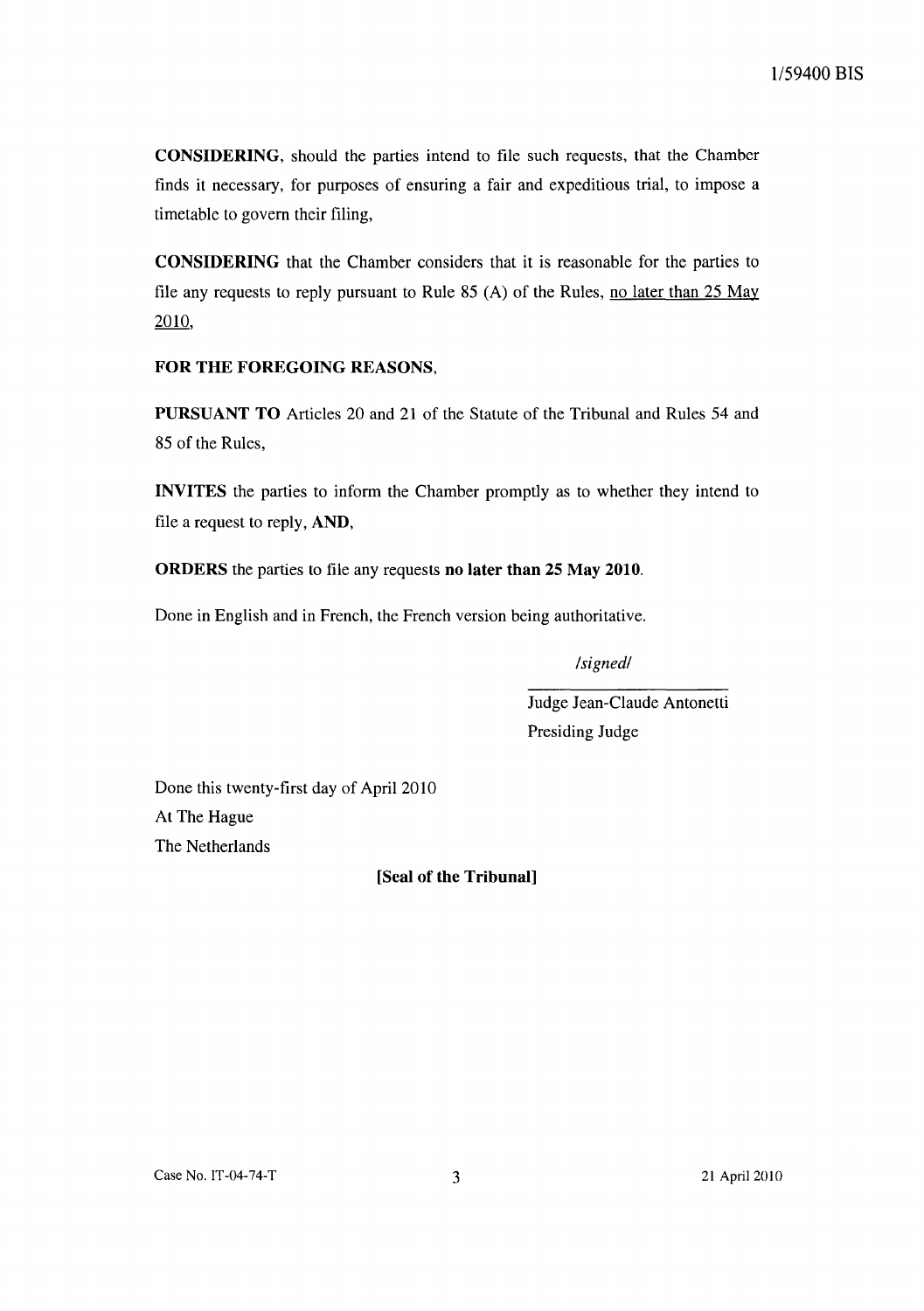**CONSIDERING**, should the parties intend to file such requests, that the Chamber finds it necessary, for purposes of ensuring a fair and expeditious trial, to impose a timetable to govern their filing,

**CONSIDERING** that the Chamber considers that it is reasonable for the parties to file any requests to reply pursuant to Rule 85 (A) of the Rules, no later than 25 May 2010,

**FOR THE FOREGOING REASONS**,

**PURSUANT TO** Articles 20 and 21 of the Statute of the Tribunal and Rules 54 and 85 of the Rules,

**INVITES** the parties to inform the Chamber promptly as to whether they intend to file a request to reply, **AND**,

**ORDERS** the parties to file any requests **no later than 25 May 2010**.

Done in English and in French, the French version being authoritative.

*/signed/*

Judge Jean-Claude Antonetti
Presiding Judge

Done this twenty-first day of April 2010
At The Hague
The Netherlands

**[Seal of the Tribunal]**